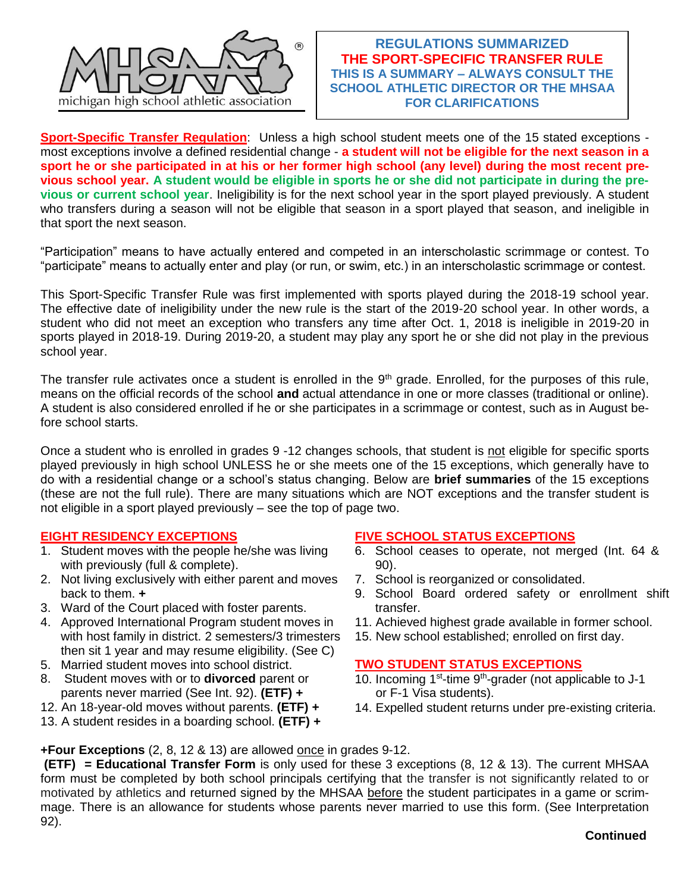michigan high school athletic association

**REGULATIONS SUMMARIZED**
**THE SPORT-SPECIFIC TRANSFER RULE**
**THIS IS A SUMMARY – ALWAYS CONSULT THE SCHOOL ATHLETIC DIRECTOR OR THE MHSAA FOR CLARIFICATIONS**

**Sport-Specific Transfer Regulation**: Unless a high school student meets one of the 15 stated exceptions - most exceptions involve a defined residential change - **a student will not be eligible for the next season in a sport he or she participated in at his or her former high school (any level) during the most recent previous school year. A student would be eligible in sports he or she did not participate in during the previous or current school year**. Ineligibility is for the next school year in the sport played previously. A student who transfers during a season will not be eligible that season in a sport played that season, and ineligible in that sport the next season.

"Participation" means to have actually entered and competed in an interscholastic scrimmage or contest. To "participate" means to actually enter and play (or run, or swim, etc.) in an interscholastic scrimmage or contest.

This Sport-Specific Transfer Rule was first implemented with sports played during the 2018-19 school year. The effective date of ineligibility under the new rule is the start of the 2019-20 school year. In other words, a student who did not meet an exception who transfers any time after Oct. 1, 2018 is ineligible in 2019-20 in sports played in 2018-19. During 2019-20, a student may play any sport he or she did not play in the previous school year.

The transfer rule activates once a student is enrolled in the 9th grade. Enrolled, for the purposes of this rule, means on the official records of the school **and** actual attendance in one or more classes (traditional or online). A student is also considered enrolled if he or she participates in a scrimmage or contest, such as in August before school starts.

Once a student who is enrolled in grades 9 -12 changes schools, that student is not eligible for specific sports played previously in high school UNLESS he or she meets one of the 15 exceptions, which generally have to do with a residential change or a school's status changing. Below are **brief summaries** of the 15 exceptions (these are not the full rule). There are many situations which are NOT exceptions and the transfer student is not eligible in a sport played previously – see the top of page two.

**EIGHT RESIDENCY EXCEPTIONS**

1. Student moves with the people he/she was living with previously (full & complete).
2. Not living exclusively with either parent and moves back to them. **+**
3. Ward of the Court placed with foster parents.
4. Approved International Program student moves in with host family in district. 2 semesters/3 trimesters then sit 1 year and may resume eligibility. (See C)
5. Married student moves into school district.
8. Student moves with or to **divorced** parent or parents never married (See Int. 92). **(ETF) +**
12. An 18-year-old moves without parents. **(ETF) +**
13. A student resides in a boarding school. **(ETF) +**

**FIVE SCHOOL STATUS EXCEPTIONS**

6. School ceases to operate, not merged (Int. 64 & 90).
7. School is reorganized or consolidated.
9. School Board ordered safety or enrollment shift transfer.
11. Achieved highest grade available in former school.
15. New school established; enrolled on first day.

**TWO STUDENT STATUS EXCEPTIONS**

10. Incoming 1st-time 9th-grader (not applicable to J-1 or F-1 Visa students).
14. Expelled student returns under pre-existing criteria.

**+Four Exceptions** (2, 8, 12 & 13) are allowed once in grades 9-12.

**(ETF) = Educational Transfer Form** is only used for these 3 exceptions (8, 12 & 13). The current MHSAA form must be completed by both school principals certifying that the transfer is not significantly related to or motivated by athletics and returned signed by the MHSAA before the student participates in a game or scrimmage. There is an allowance for students whose parents never married to use this form. (See Interpretation 92).

**Continued**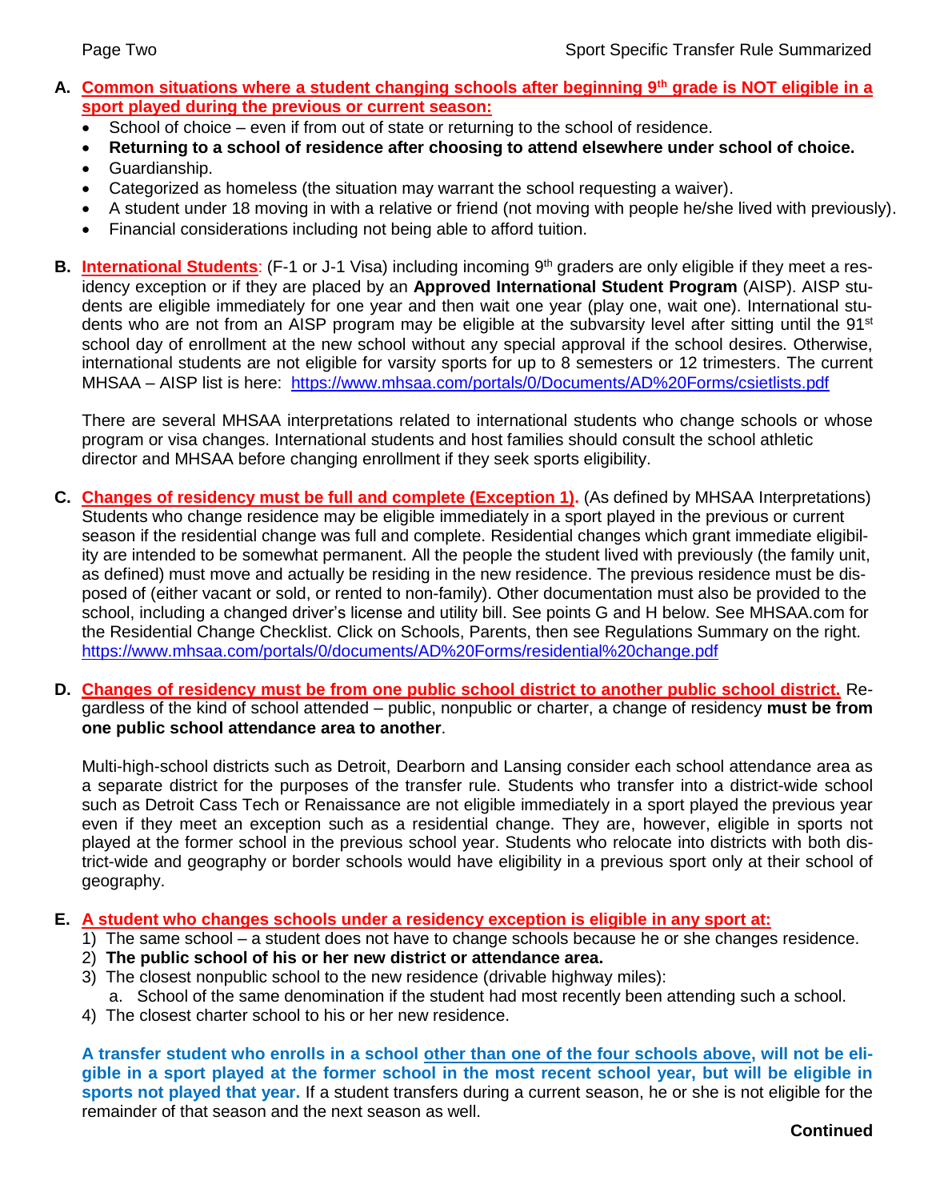**A. Common situations where a student changing schools after beginning 9th grade is NOT eligible in a sport played during the previous or current season:**

- School of choice – even if from out of state or returning to the school of residence.
- **Returning to a school of residence after choosing to attend elsewhere under school of choice.**
- Guardianship.
- Categorized as homeless (the situation may warrant the school requesting a waiver).
- A student under 18 moving in with a relative or friend (not moving with people he/she lived with previously).
- Financial considerations including not being able to afford tuition.

**B. International Students**: (F-1 or J-1 Visa) including incoming 9th graders are only eligible if they meet a residency exception or if they are placed by an **Approved International Student Program** (AISP). AISP students are eligible immediately for one year and then wait one year (play one, wait one). International students who are not from an AISP program may be eligible at the subvarsity level after sitting until the 91st school day of enrollment at the new school without any special approval if the school desires. Otherwise, international students are not eligible for varsity sports for up to 8 semesters or 12 trimesters. The current MHSAA – AISP list is here: https://www.mhsaa.com/portals/0/Documents/AD%20Forms/csietlists.pdf

There are several MHSAA interpretations related to international students who change schools or whose program or visa changes. International students and host families should consult the school athletic director and MHSAA before changing enrollment if they seek sports eligibility.

**C. Changes of residency must be full and complete (Exception 1).** (As defined by MHSAA Interpretations) Students who change residence may be eligible immediately in a sport played in the previous or current season if the residential change was full and complete. Residential changes which grant immediate eligibility are intended to be somewhat permanent. All the people the student lived with previously (the family unit, as defined) must move and actually be residing in the new residence. The previous residence must be disposed of (either vacant or sold, or rented to non-family). Other documentation must also be provided to the school, including a changed driver's license and utility bill. See points G and H below. See MHSAA.com for the Residential Change Checklist. Click on Schools, Parents, then see Regulations Summary on the right. https://www.mhsaa.com/portals/0/documents/AD%20Forms/residential%20change.pdf

**D. Changes of residency must be from one public school district to another public school district.** Regardless of the kind of school attended – public, nonpublic or charter, a change of residency **must be from one public school attendance area to another**.

Multi-high-school districts such as Detroit, Dearborn and Lansing consider each school attendance area as a separate district for the purposes of the transfer rule. Students who transfer into a district-wide school such as Detroit Cass Tech or Renaissance are not eligible immediately in a sport played the previous year even if they meet an exception such as a residential change. They are, however, eligible in sports not played at the former school in the previous school year. Students who relocate into districts with both district-wide and geography or border schools would have eligibility in a previous sport only at their school of geography.

**E. A student who changes schools under a residency exception is eligible in any sport at:**

1) The same school – a student does not have to change schools because he or she changes residence.
2) **The public school of his or her new district or attendance area.**
3) The closest nonpublic school to the new residence (drivable highway miles):
   a. School of the same denomination if the student had most recently been attending such a school.
4) The closest charter school to his or her new residence.

**A transfer student who enrolls in a school other than one of the four schools above, will not be eligible in a sport played at the former school in the most recent school year, but will be eligible in sports not played that year.** If a student transfers during a current season, he or she is not eligible for the remainder of that season and the next season as well.

**Continued**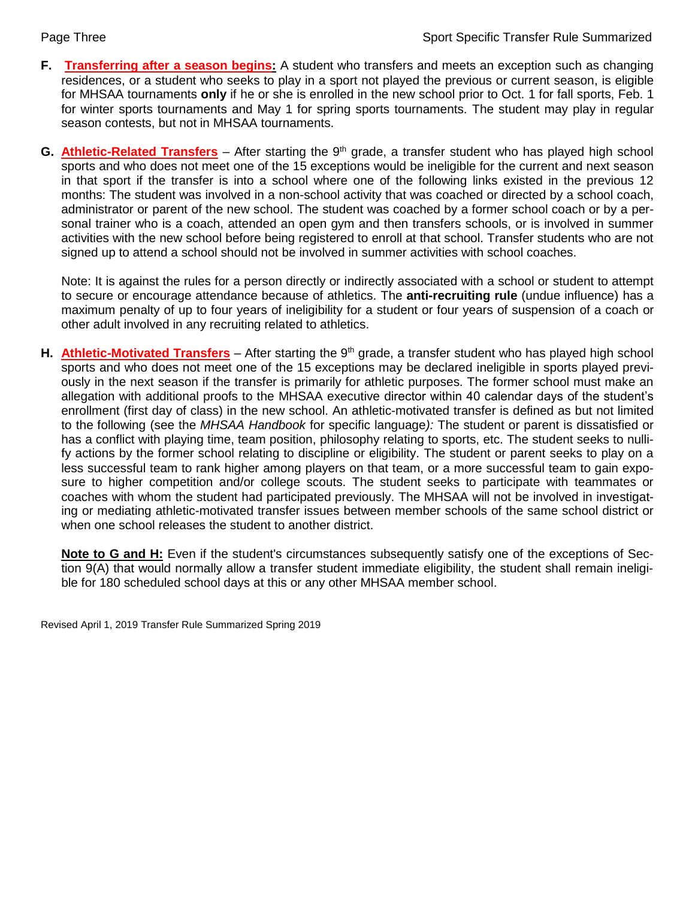**F.** **Transferring after a season begins:** A student who transfers and meets an exception such as changing residences, or a student who seeks to play in a sport not played the previous or current season, is eligible for MHSAA tournaments **only** if he or she is enrolled in the new school prior to Oct. 1 for fall sports, Feb. 1 for winter sports tournaments and May 1 for spring sports tournaments. The student may play in regular season contests, but not in MHSAA tournaments.

**G.** **Athletic-Related Transfers** – After starting the 9th grade, a transfer student who has played high school sports and who does not meet one of the 15 exceptions would be ineligible for the current and next season in that sport if the transfer is into a school where one of the following links existed in the previous 12 months: The student was involved in a non-school activity that was coached or directed by a school coach, administrator or parent of the new school. The student was coached by a former school coach or by a personal trainer who is a coach, attended an open gym and then transfers schools, or is involved in summer activities with the new school before being registered to enroll at that school. Transfer students who are not signed up to attend a school should not be involved in summer activities with school coaches.

Note: It is against the rules for a person directly or indirectly associated with a school or student to attempt to secure or encourage attendance because of athletics. The **anti-recruiting rule** (undue influence) has a maximum penalty of up to four years of ineligibility for a student or four years of suspension of a coach or other adult involved in any recruiting related to athletics.

**H.** **Athletic-Motivated Transfers** – After starting the 9th grade, a transfer student who has played high school sports and who does not meet one of the 15 exceptions may be declared ineligible in sports played previously in the next season if the transfer is primarily for athletic purposes. The former school must make an allegation with additional proofs to the MHSAA executive director within 40 calendar days of the student's enrollment (first day of class) in the new school. An athletic-motivated transfer is defined as but not limited to the following (see the *MHSAA Handbook* for specific language*):* The student or parent is dissatisfied or has a conflict with playing time, team position, philosophy relating to sports, etc. The student seeks to nullify actions by the former school relating to discipline or eligibility. The student or parent seeks to play on a less successful team to rank higher among players on that team, or a more successful team to gain exposure to higher competition and/or college scouts. The student seeks to participate with teammates or coaches with whom the student had participated previously. The MHSAA will not be involved in investigating or mediating athletic-motivated transfer issues between member schools of the same school district or when one school releases the student to another district.

**Note to G and H:** Even if the student's circumstances subsequently satisfy one of the exceptions of Section 9(A) that would normally allow a transfer student immediate eligibility, the student shall remain ineligible for 180 scheduled school days at this or any other MHSAA member school.

Revised April 1, 2019 Transfer Rule Summarized Spring 2019